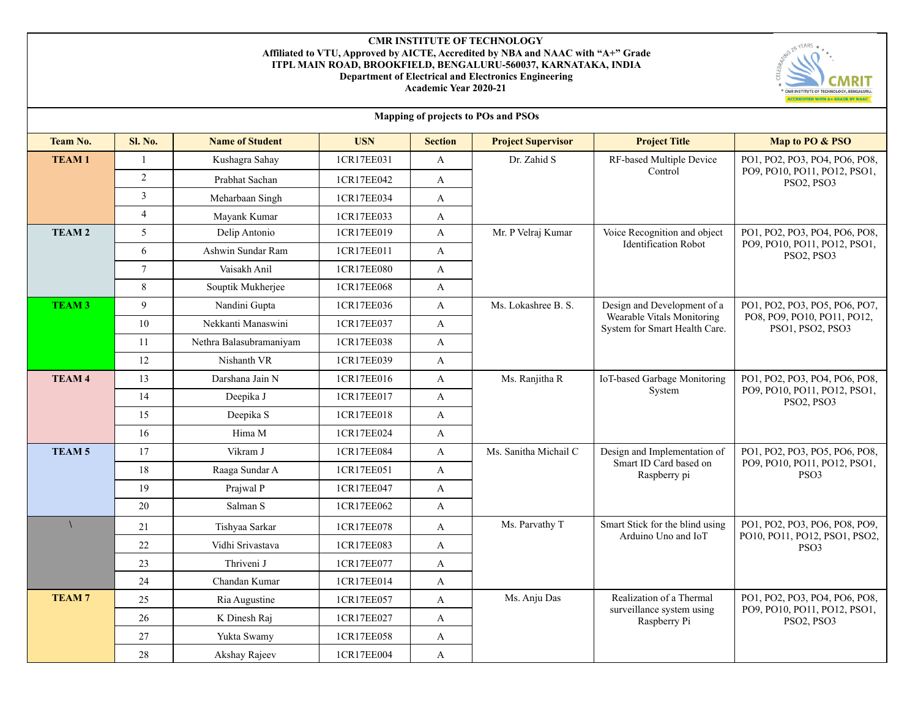**CMR INSTITUTE OF TECHNOLOGY**
**Affiliated to VTU, Approved by AICTE, Accredited by NBA and NAAC with "A+" Grade**
**ITPL MAIN ROAD, BROOKFIELD, BENGALURU-560037, KARNATAKA, INDIA**
**Department of Electrical and Electronics Engineering**
**Academic Year 2020-21**

**Mapping of projects to POs and PSOs**

| Team No. | Sl. No. | Name of Student | USN | Section | Project Supervisor | Project Title | Map to PO & PSO |
|---|---|---|---|---|---|---|---|
| TEAM 1 | 1 | Kushagra Sahay | 1CR17EE031 | A | Dr. Zahid S | RF-based Multiple Device Control | PO1, PO2, PO3, PO4, PO6, PO8, PO9, PO10, PO11, PO12, PSO1, PSO2, PSO3 |
| | 2 | Prabhat Sachan | 1CR17EE042 | A | | | |
| | 3 | Meharbaan Singh | 1CR17EE034 | A | | | |
| | 4 | Mayank Kumar | 1CR17EE033 | A | | | |
| TEAM 2 | 5 | Delip Antonio | 1CR17EE019 | A | Mr. P Velraj Kumar | Voice Recognition and object Identification Robot | PO1, PO2, PO3, PO4, PO6, PO8, PO9, PO10, PO11, PO12, PSO1, PSO2, PSO3 |
| | 6 | Ashwin Sundar Ram | 1CR17EE011 | A | | | |
| | 7 | Vaisakh Anil | 1CR17EE080 | A | | | |
| | 8 | Souptik Mukherjee | 1CR17EE068 | A | | | |
| TEAM 3 | 9 | Nandini Gupta | 1CR17EE036 | A | Ms. Lokashree B. S. | Design and Development of a Wearable Vitals Monitoring System for Smart Health Care. | PO1, PO2, PO3, PO5, PO6, PO7, PO8, PO9, PO10, PO11, PO12, PSO1, PSO2, PSO3 |
| | 10 | Nekkanti Manaswini | 1CR17EE037 | A | | | |
| | 11 | Nethra Balasubramaniyam | 1CR17EE038 | A | | | |
| | 12 | Nishanth VR | 1CR17EE039 | A | | | |
| TEAM 4 | 13 | Darshana Jain N | 1CR17EE016 | A | Ms. Ranjitha R | IoT-based Garbage Monitoring System | PO1, PO2, PO3, PO4, PO6, PO8, PO9, PO10, PO11, PO12, PSO1, PSO2, PSO3 |
| | 14 | Deepika J | 1CR17EE017 | A | | | |
| | 15 | Deepika S | 1CR17EE018 | A | | | |
| | 16 | Hima M | 1CR17EE024 | A | | | |
| TEAM 5 | 17 | Vikram J | 1CR17EE084 | A | Ms. Sanitha Michail C | Design and Implementation of Smart ID Card based on Raspberry pi | PO1, PO2, PO3, PO5, PO6, PO8, PO9, PO10, PO11, PO12, PSO1, PSO3 |
| | 18 | Raaga Sundar A | 1CR17EE051 | A | | | |
| | 19 | Prajwal P | 1CR17EE047 | A | | | |
| | 20 | Salman S | 1CR17EE062 | A | | | |
| \ | 21 | Tishyaa Sarkar | 1CR17EE078 | A | Ms. Parvathy T | Smart Stick for the blind using Arduino Uno and IoT | PO1, PO2, PO3, PO6, PO8, PO9, PO10, PO11, PO12, PSO1, PSO2, PSO3 |
| | 22 | Vidhi Srivastava | 1CR17EE083 | A | | | |
| | 23 | Thriveni J | 1CR17EE077 | A | | | |
| | 24 | Chandan Kumar | 1CR17EE014 | A | | | |
| TEAM 7 | 25 | Ria Augustine | 1CR17EE057 | A | Ms. Anju Das | Realization of a Thermal surveillance system using Raspberry Pi | PO1, PO2, PO3, PO4, PO6, PO8, PO9, PO10, PO11, PO12, PSO1, PSO2, PSO3 |
| | 26 | K Dinesh Raj | 1CR17EE027 | A | | | |
| | 27 | Yukta Swamy | 1CR17EE058 | A | | | |
| | 28 | Akshay Rajeev | 1CR17EE004 | A | | | |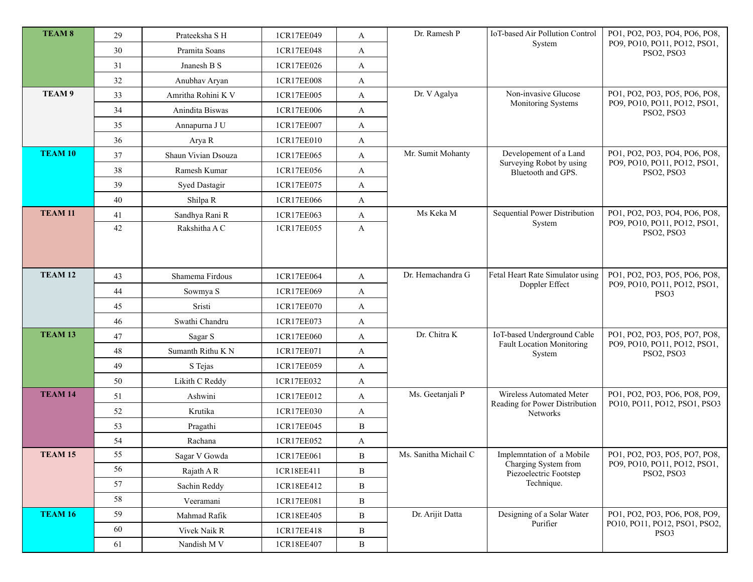| | | | | | | | |
|---|---|---|---|---|---|---|---|
| **TEAM 8** | 29 | Prateeksha S H | 1CR17EE049 | A | Dr. Ramesh P | IoT-based Air Pollution Control System | PO1, PO2, PO3, PO4, PO6, PO8, PO9, PO10, PO11, PO12, PSO1, PSO2, PSO3 |
| | 30 | Pramita Soans | 1CR17EE048 | A | | | |
| | 31 | Jnanesh B S | 1CR17EE026 | A | | | |
| | 32 | Anubhav Aryan | 1CR17EE008 | A | | | |
| **TEAM 9** | 33 | Amritha Rohini K V | 1CR17EE005 | A | Dr. V Agalya | Non-invasive Glucose Monitoring Systems | PO1, PO2, PO3, PO5, PO6, PO8, PO9, PO10, PO11, PO12, PSO1, PSO2, PSO3 |
| | 34 | Anindita Biswas | 1CR17EE006 | A | | | |
| | 35 | Annapurna J U | 1CR17EE007 | A | | | |
| | 36 | Arya R | 1CR17EE010 | A | | | |
| **TEAM 10** | 37 | Shaun Vivian Dsouza | 1CR17EE065 | A | Mr. Sumit Mohanty | Developement of a Land Surveying Robot by using Bluetooth and GPS. | PO1, PO2, PO3, PO4, PO6, PO8, PO9, PO10, PO11, PO12, PSO1, PSO2, PSO3 |
| | 38 | Ramesh Kumar | 1CR17EE056 | A | | | |
| | 39 | Syed Dastagir | 1CR17EE075 | A | | | |
| | 40 | Shilpa R | 1CR17EE066 | A | | | |
| **TEAM 11** | 41 | Sandhya Rani R | 1CR17EE063 | A | Ms Keka M | Sequential Power Distribution System | PO1, PO2, PO3, PO4, PO6, PO8, PO9, PO10, PO11, PO12, PSO1, PSO2, PSO3 |
| | 42 | Rakshitha A C | 1CR17EE055 | A | | | |
| **TEAM 12** | 43 | Shamema Firdous | 1CR17EE064 | A | Dr. Hemachandra G | Fetal Heart Rate Simulator using Doppler Effect | PO1, PO2, PO3, PO5, PO6, PO8, PO9, PO10, PO11, PO12, PSO1, PSO3 |
| | 44 | Sowmya S | 1CR17EE069 | A | | | |
| | 45 | Sristi | 1CR17EE070 | A | | | |
| | 46 | Swathi Chandru | 1CR17EE073 | A | | | |
| **TEAM 13** | 47 | Sagar S | 1CR17EE060 | A | Dr. Chitra K | IoT-based Underground Cable Fault Location Monitoring System | PO1, PO2, PO3, PO5, PO7, PO8, PO9, PO10, PO11, PO12, PSO1, PSO2, PSO3 |
| | 48 | Sumanth Rithu K N | 1CR17EE071 | A | | | |
| | 49 | S Tejas | 1CR17EE059 | A | | | |
| | 50 | Likith C Reddy | 1CR17EE032 | A | | | |
| **TEAM 14** | 51 | Ashwini | 1CR17EE012 | A | Ms. Geetanjali P | Wireless Automated Meter Reading for Power Distribution Networks | PO1, PO2, PO3, PO6, PO8, PO9, PO10, PO11, PO12, PSO1, PSO3 |
| | 52 | Krutika | 1CR17EE030 | A | | | |
| | 53 | Pragathi | 1CR17EE045 | B | | | |
| | 54 | Rachana | 1CR17EE052 | A | | | |
| **TEAM 15** | 55 | Sagar V Gowda | 1CR17EE061 | B | Ms. Sanitha Michail C | Implemntation of a Mobile Charging System from Piezoelectric Footstep Technique. | PO1, PO2, PO3, PO5, PO7, PO8, PO9, PO10, PO11, PO12, PSO1, PSO2, PSO3 |
| | 56 | Rajath A R | 1CR18EE411 | B | | | |
| | 57 | Sachin Reddy | 1CR18EE412 | B | | | |
| | 58 | Veeramani | 1CR17EE081 | B | | | |
| **TEAM 16** | 59 | Mahmad Rafik | 1CR18EE405 | B | Dr. Arijit Datta | Designing of a Solar Water Purifier | PO1, PO2, PO3, PO6, PO8, PO9, PO10, PO11, PO12, PSO1, PSO2, PSO3 |
| | 60 | Vivek Naik R | 1CR17EE418 | B | | | |
| | 61 | Nandish M V | 1CR18EE407 | B | | | |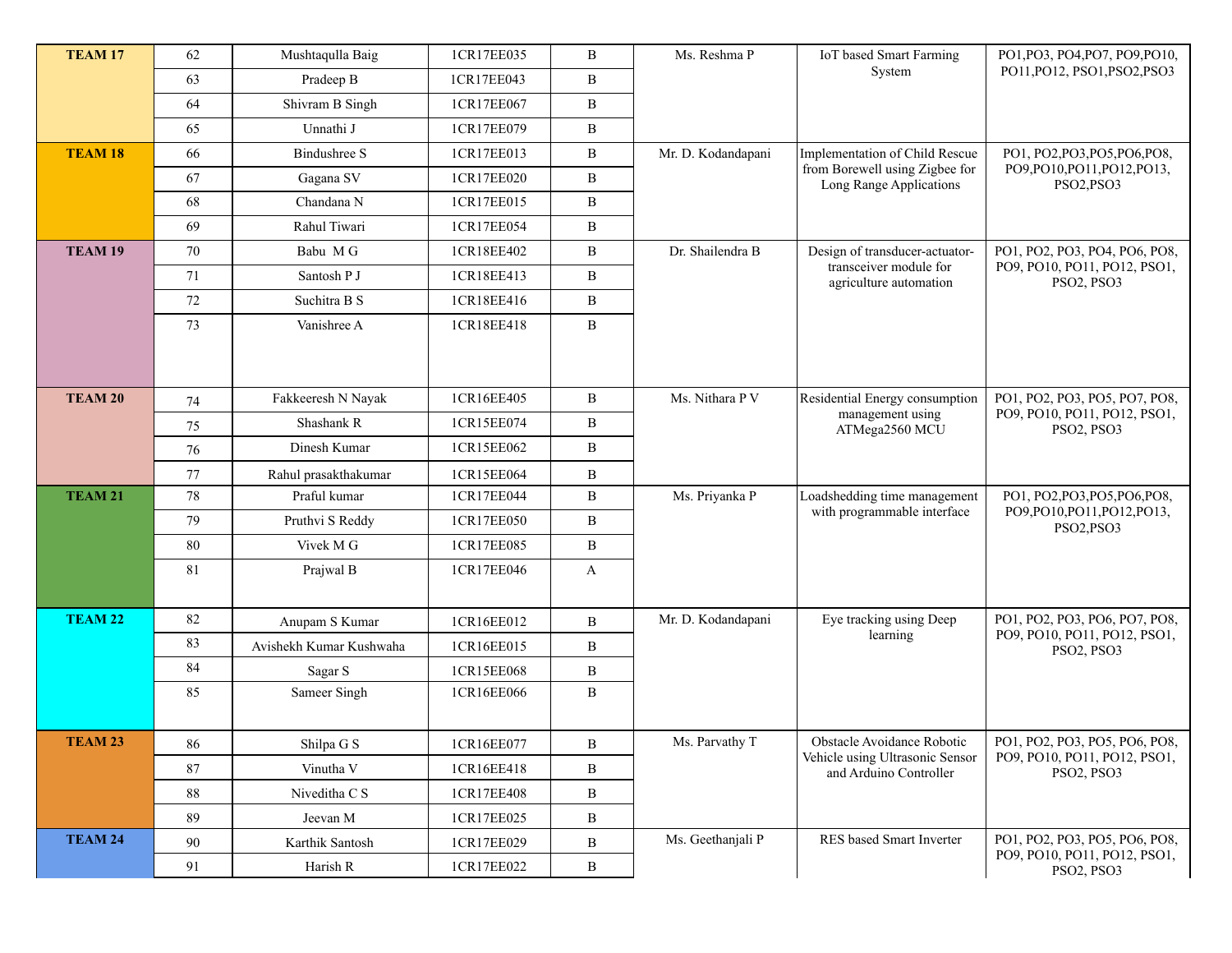| TEAM 17 | 62 | Mushtaqulla Baig | 1CR17EE035 | B | Ms. Reshma P | IoT based Smart Farming System | PO1,PO3, PO4,PO7, PO9,PO10, PO11,PO12, PSO1,PSO2,PSO3 |
|---|---|---|---|---|---|---|---|
| | 63 | Pradeep B | 1CR17EE043 | B | | | |
| | 64 | Shivram B Singh | 1CR17EE067 | B | | | |
| | 65 | Unnathi J | 1CR17EE079 | B | | | |
| TEAM 18 | 66 | Bindushree S | 1CR17EE013 | B | Mr. D. Kodandapani | Implementation of Child Rescue from Borewell using Zigbee for Long Range Applications | PO1, PO2,PO3,PO5,PO6,PO8, PO9,PO10,PO11,PO12,PO13, PSO2,PSO3 |
| | 67 | Gagana SV | 1CR17EE020 | B | | | |
| | 68 | Chandana N | 1CR17EE015 | B | | | |
| | 69 | Rahul Tiwari | 1CR17EE054 | B | | | |
| TEAM 19 | 70 | Babu M G | 1CR18EE402 | B | Dr. Shailendra B | Design of transducer-actuator-transceiver module for agriculture automation | PO1, PO2, PO3, PO4, PO6, PO8, PO9, PO10, PO11, PO12, PSO1, PSO2, PSO3 |
| | 71 | Santosh P J | 1CR18EE413 | B | | | |
| | 72 | Suchitra B S | 1CR18EE416 | B | | | |
| | 73 | Vanishree A | 1CR18EE418 | B | | | |
| TEAM 20 | 74 | Fakkeeresh N Nayak | 1CR16EE405 | B | Ms. Nithara P V | Residential Energy consumption management using ATMega2560 MCU | PO1, PO2, PO3, PO5, PO7, PO8, PO9, PO10, PO11, PO12, PSO1, PSO2, PSO3 |
| | 75 | Shashank R | 1CR15EE074 | B | | | |
| | 76 | Dinesh Kumar | 1CR15EE062 | B | | | |
| | 77 | Rahul prasakthakumar | 1CR15EE064 | B | | | |
| TEAM 21 | 78 | Praful kumar | 1CR17EE044 | B | Ms. Priyanka P | Loadshedding time management with programmable interface | PO1, PO2,PO3,PO5,PO6,PO8, PO9,PO10,PO11,PO12,PO13, PSO2,PSO3 |
| | 79 | Pruthvi S Reddy | 1CR17EE050 | B | | | |
| | 80 | Vivek M G | 1CR17EE085 | B | | | |
| | 81 | Prajwal B | 1CR17EE046 | A | | | |
| TEAM 22 | 82 | Anupam S Kumar | 1CR16EE012 | B | Mr. D. Kodandapani | Eye tracking using Deep learning | PO1, PO2, PO3, PO6, PO7, PO8, PO9, PO10, PO11, PO12, PSO1, PSO2, PSO3 |
| | 83 | Avishekh Kumar Kushwaha | 1CR16EE015 | B | | | |
| | 84 | Sagar S | 1CR15EE068 | B | | | |
| | 85 | Sameer Singh | 1CR16EE066 | B | | | |
| TEAM 23 | 86 | Shilpa G S | 1CR16EE077 | B | Ms. Parvathy T | Obstacle Avoidance Robotic Vehicle using Ultrasonic Sensor and Arduino Controller | PO1, PO2, PO3, PO5, PO6, PO8, PO9, PO10, PO11, PO12, PSO1, PSO2, PSO3 |
| | 87 | Vinutha V | 1CR16EE418 | B | | | |
| | 88 | Niveditha C S | 1CR17EE408 | B | | | |
| | 89 | Jeevan M | 1CR17EE025 | B | | | |
| TEAM 24 | 90 | Karthik Santosh | 1CR17EE029 | B | Ms. Geethanjali P | RES based Smart Inverter | PO1, PO2, PO3, PO5, PO6, PO8, PO9, PO10, PO11, PO12, PSO1, PSO2, PSO3 |
| | 91 | Harish R | 1CR17EE022 | B | | | |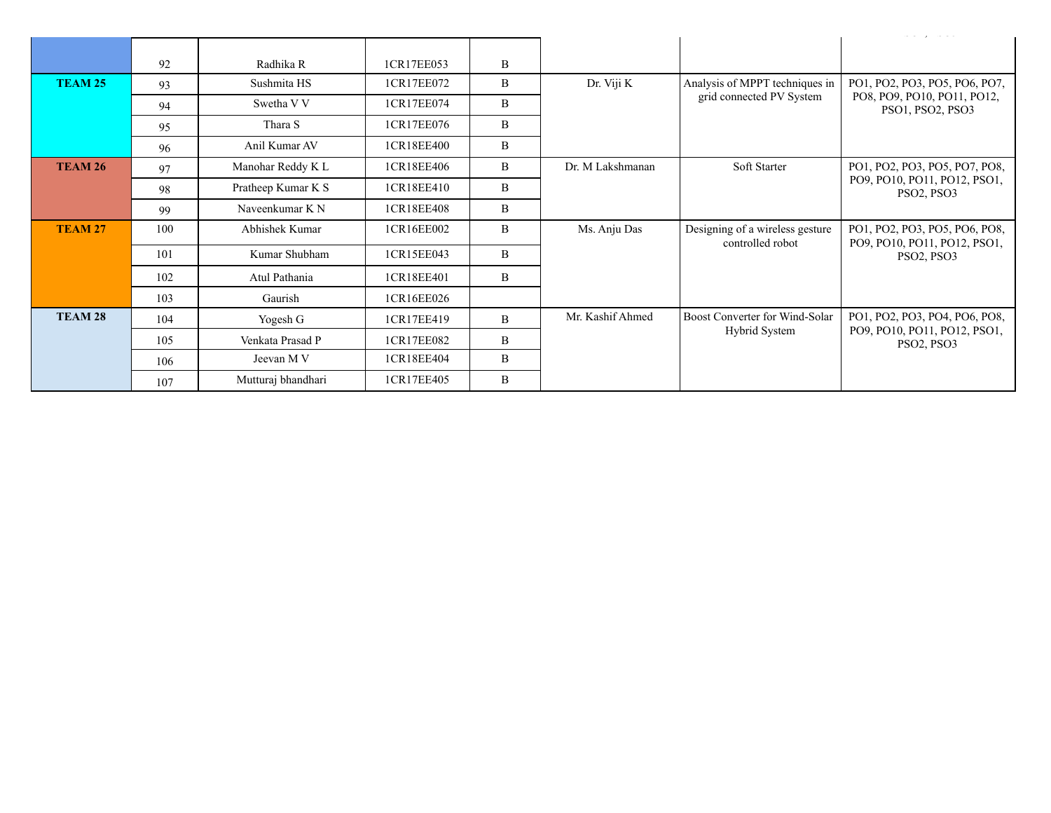| | | | | | | | |
|---|---|---|---|---|---|---|---|
| | 92 | Radhika R | 1CR17EE053 | B | | | |
| **TEAM 25** | 93 | Sushmita HS | 1CR17EE072 | B | Dr. Viji K | Analysis of MPPT techniques in grid connected PV System | PO1, PO2, PO3, PO5, PO6, PO7, PO8, PO9, PO10, PO11, PO12, PSO1, PSO2, PSO3 |
| | 94 | Swetha V V | 1CR17EE074 | B | | | |
| | 95 | Thara S | 1CR17EE076 | B | | | |
| | 96 | Anil Kumar AV | 1CR18EE400 | B | | | |
| **TEAM 26** | 97 | Manohar Reddy K L | 1CR18EE406 | B | Dr. M Lakshmanan | Soft Starter | PO1, PO2, PO3, PO5, PO7, PO8, PO9, PO10, PO11, PO12, PSO1, PSO2, PSO3 |
| | 98 | Pratheep Kumar K S | 1CR18EE410 | B | | | |
| | 99 | Naveenkumar K N | 1CR18EE408 | B | | | |
| **TEAM 27** | 100 | Abhishek Kumar | 1CR16EE002 | B | Ms. Anju Das | Designing of a wireless gesture controlled robot | PO1, PO2, PO3, PO5, PO6, PO8, PO9, PO10, PO11, PO12, PSO1, PSO2, PSO3 |
| | 101 | Kumar Shubham | 1CR15EE043 | B | | | |
| | 102 | Atul Pathania | 1CR18EE401 | B | | | |
| | 103 | Gaurish | 1CR16EE026 | | | | |
| **TEAM 28** | 104 | Yogesh G | 1CR17EE419 | B | Mr. Kashif Ahmed | Boost Converter for Wind-Solar Hybrid System | PO1, PO2, PO3, PO4, PO6, PO8, PO9, PO10, PO11, PO12, PSO1, PSO2, PSO3 |
| | 105 | Venkata Prasad P | 1CR17EE082 | B | | | |
| | 106 | Jeevan M V | 1CR18EE404 | B | | | |
| | 107 | Mutturaj bhandhari | 1CR17EE405 | B | | | |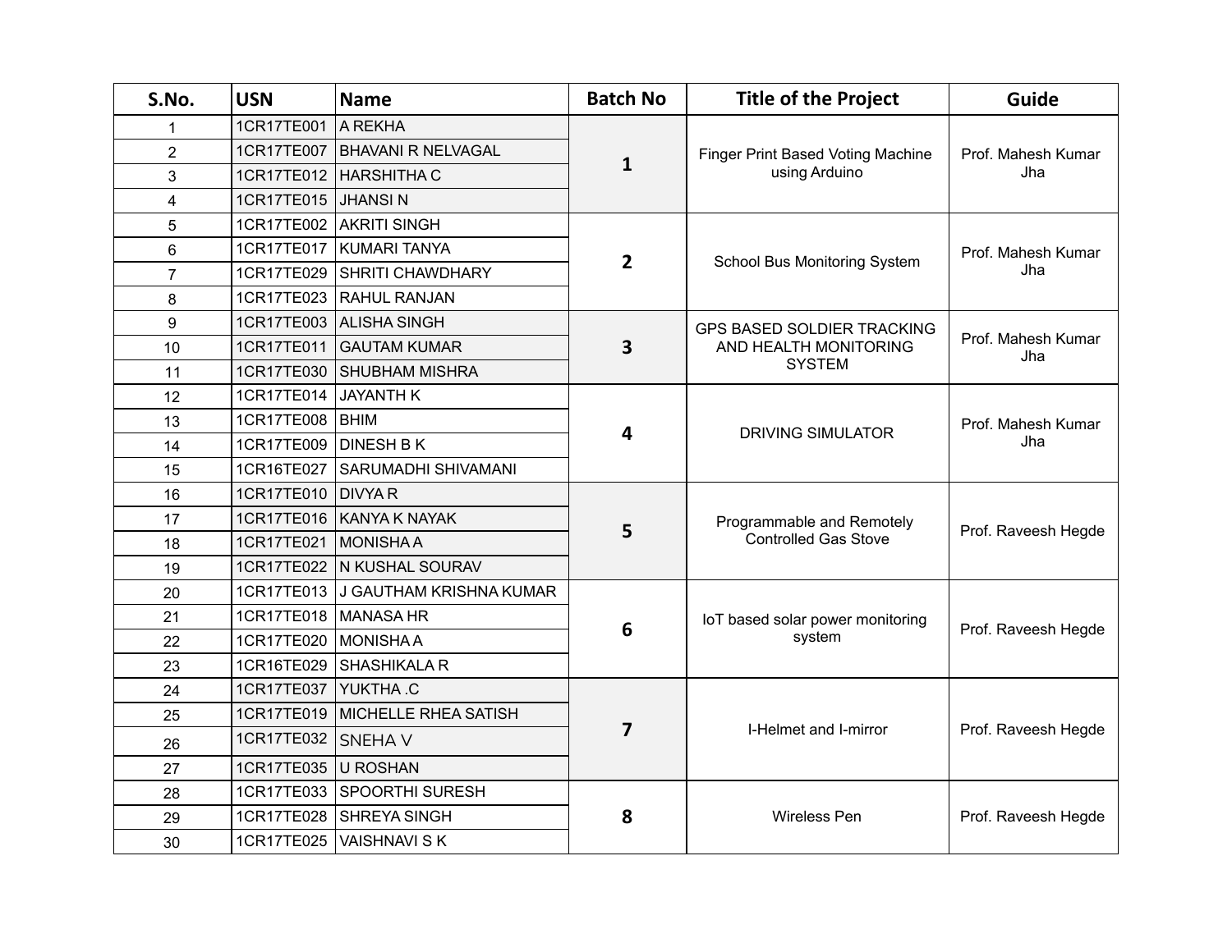| S.No. | USN | Name | Batch No | Title of the Project | Guide |
|---|---|---|---|---|---|
| 1 | 1CR17TE001 | A REKHA | 1 | Finger Print Based Voting Machine using Arduino | Prof. Mahesh Kumar Jha |
| 2 | 1CR17TE007 | BHAVANI R NELVAGAL | | | |
| 3 | 1CR17TE012 | HARSHITHA C | | | |
| 4 | 1CR17TE015 | JHANSI N | | | |
| 5 | 1CR17TE002 | AKRITI SINGH | 2 | School Bus Monitoring System | Prof. Mahesh Kumar Jha |
| 6 | 1CR17TE017 | KUMARI TANYA | | | |
| 7 | 1CR17TE029 | SHRITI CHAWDHARY | | | |
| 8 | 1CR17TE023 | RAHUL RANJAN | | | |
| 9 | 1CR17TE003 | ALISHA SINGH | 3 | GPS BASED SOLDIER TRACKING AND HEALTH MONITORING SYSTEM | Prof. Mahesh Kumar Jha |
| 10 | 1CR17TE011 | GAUTAM KUMAR | | | |
| 11 | 1CR17TE030 | SHUBHAM MISHRA | | | |
| 12 | 1CR17TE014 | JAYANTH K | 4 | DRIVING SIMULATOR | Prof. Mahesh Kumar Jha |
| 13 | 1CR17TE008 | BHIM | | | |
| 14 | 1CR17TE009 | DINESH B K | | | |
| 15 | 1CR16TE027 | SARUMADHI SHIVAMANI | | | |
| 16 | 1CR17TE010 | DIVYA R | 5 | Programmable and Remotely Controlled Gas Stove | Prof. Raveesh Hegde |
| 17 | 1CR17TE016 | KANYA K NAYAK | | | |
| 18 | 1CR17TE021 | MONISHA A | | | |
| 19 | 1CR17TE022 | N KUSHAL SOURAV | | | |
| 20 | 1CR17TE013 | J GAUTHAM KRISHNA KUMAR | 6 | IoT based solar power monitoring system | Prof. Raveesh Hegde |
| 21 | 1CR17TE018 | MANASA HR | | | |
| 22 | 1CR17TE020 | MONISHA A | | | |
| 23 | 1CR16TE029 | SHASHIKALA R | | | |
| 24 | 1CR17TE037 | YUKTHA .C | 7 | I-Helmet and I-mirror | Prof. Raveesh Hegde |
| 25 | 1CR17TE019 | MICHELLE RHEA SATISH | | | |
| 26 | 1CR17TE032 | SNEHA V | | | |
| 27 | 1CR17TE035 | U ROSHAN | | | |
| 28 | 1CR17TE033 | SPOORTHI SURESH | 8 | Wireless Pen | Prof. Raveesh Hegde |
| 29 | 1CR17TE028 | SHREYA SINGH | | | |
| 30 | 1CR17TE025 | VAISHNAVI S K | | | |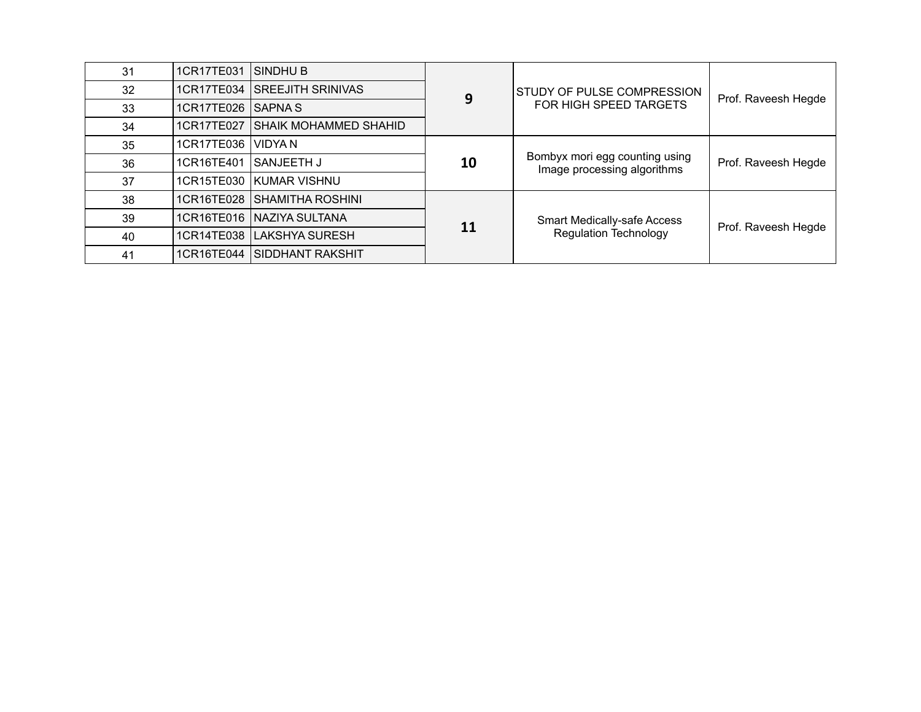| | | | | | |
|---|---|---|---|---|---|
| 31 | 1CR17TE031 | SINDHU B | **9** | STUDY OF PULSE COMPRESSION FOR HIGH SPEED TARGETS | Prof. Raveesh Hegde |
| 32 | 1CR17TE034 | SREEJITH SRINIVAS | | | |
| 33 | 1CR17TE026 | SAPNA S | | | |
| 34 | 1CR17TE027 | SHAIK MOHAMMED SHAHID | | | |
| 35 | 1CR17TE036 | VIDYA N | **10** | Bombyx mori egg counting using Image processing algorithms | Prof. Raveesh Hegde |
| 36 | 1CR16TE401 | SANJEETH J | | | |
| 37 | 1CR15TE030 | KUMAR VISHNU | | | |
| 38 | 1CR16TE028 | SHAMITHA ROSHINI | **11** | Smart Medically-safe Access Regulation Technology | Prof. Raveesh Hegde |
| 39 | 1CR16TE016 | NAZIYA SULTANA | | | |
| 40 | 1CR14TE038 | LAKSHYA SURESH | | | |
| 41 | 1CR16TE044 | SIDDHANT RAKSHIT | | | |